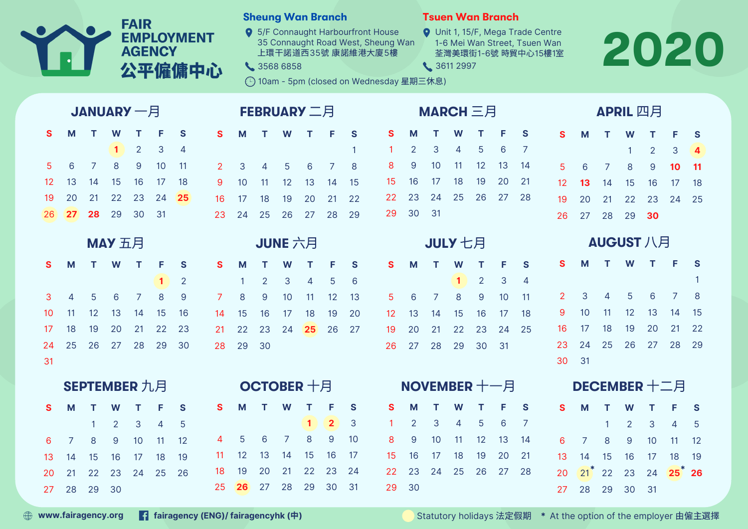# FAIR EMPLOYMENT AGENCY 公平僱傭中心

**Sheung Wan Branch**
5/F Connaught Harbourfront House
35 Connaught Road West, Sheung Wan
上環干諾道西35號 康諾維港大廈5樓
3568 6858

**Tsuen Wan Branch**
Unit 1, 15/F, Mega Trade Centre
1-6 Mei Wan Street, Tsuen Wan
荃灣美環街1-6號 時貿中心15樓1室
3611 2997

10am - 5pm (closed on Wednesday 星期三休息)

# 2020

## JANUARY 一月

| S | M | T | W | T | F | S |
|---|---|---|---|---|---|---|
| | | | **1** | 2 | 3 | 4 |
| 5 | 6 | 7 | 8 | 9 | 10 | 11 |
| 12 | 13 | 14 | 15 | 16 | 17 | 18 |
| 19 | 20 | 21 | 22 | 23 | 24 | **25** |
| **26** | **27** | **28** | 29 | 30 | 31 | |

## FEBRUARY 二月

| S | M | T | W | T | F | S |
|---|---|---|---|---|---|---|
| | | | | | | 1 |
| 2 | 3 | 4 | 5 | 6 | 7 | 8 |
| 9 | 10 | 11 | 12 | 13 | 14 | 15 |
| 16 | 17 | 18 | 19 | 20 | 21 | 22 |
| 23 | 24 | 25 | 26 | 27 | 28 | 29 |

## MARCH 三月

| S | M | T | W | T | F | S |
|---|---|---|---|---|---|---|
| 1 | 2 | 3 | 4 | 5 | 6 | 7 |
| 8 | 9 | 10 | 11 | 12 | 13 | 14 |
| 15 | 16 | 17 | 18 | 19 | 20 | 21 |
| 22 | 23 | 24 | 25 | 26 | 27 | 28 |
| 29 | 30 | 31 | | | | |

## APRIL 四月

| S | M | T | W | T | F | S |
|---|---|---|---|---|---|---|
| | | | 1 | 2 | 3 | **4** |
| 5 | 6 | 7 | 8 | 9 | **10** | **11** |
| 12 | **13** | 14 | 15 | 16 | 17 | 18 |
| 19 | 20 | 21 | 22 | 23 | 24 | 25 |
| 26 | 27 | 28 | 29 | **30** | | |

## MAY 五月

| S | M | T | W | T | F | S |
|---|---|---|---|---|---|---|
| | | | | | **1** | 2 |
| 3 | 4 | 5 | 6 | 7 | 8 | 9 |
| 10 | 11 | 12 | 13 | 14 | 15 | 16 |
| 17 | 18 | 19 | 20 | 21 | 22 | 23 |
| 24 | 25 | 26 | 27 | 28 | 29 | 30 |
| 31 | | | | | | |

## JUNE 六月

| S | M | T | W | T | F | S |
|---|---|---|---|---|---|---|
| | 1 | 2 | 3 | 4 | 5 | 6 |
| 7 | 8 | 9 | 10 | 11 | 12 | 13 |
| 14 | 15 | 16 | 17 | 18 | 19 | 20 |
| 21 | 22 | 23 | 24 | **25** | 26 | 27 |
| 28 | 29 | 30 | | | | |

## JULY 七月

| S | M | T | W | T | F | S |
|---|---|---|---|---|---|---|
| | | | **1** | 2 | 3 | 4 |
| 5 | 6 | 7 | 8 | 9 | 10 | 11 |
| 12 | 13 | 14 | 15 | 16 | 17 | 18 |
| 19 | 20 | 21 | 22 | 23 | 24 | 25 |
| 26 | 27 | 28 | 29 | 30 | 31 | |

## AUGUST 八月

| S | M | T | W | T | F | S |
|---|---|---|---|---|---|---|
| | | | | | | 1 |
| 2 | 3 | 4 | 5 | 6 | 7 | 8 |
| 9 | 10 | 11 | 12 | 13 | 14 | 15 |
| 16 | 17 | 18 | 19 | 20 | 21 | 22 |
| 23 | 24 | 25 | 26 | 27 | 28 | 29 |
| 30 | 31 | | | | | |

## SEPTEMBER 九月

| S | M | T | W | T | F | S |
|---|---|---|---|---|---|---|
| | | 1 | 2 | 3 | 4 | 5 |
| 6 | 7 | 8 | 9 | 10 | 11 | 12 |
| 13 | 14 | 15 | 16 | 17 | 18 | 19 |
| 20 | 21 | 22 | 23 | 24 | 25 | 26 |
| 27 | 28 | 29 | 30 | | | |

## OCTOBER 十月

| S | M | T | W | T | F | S |
|---|---|---|---|---|---|---|
| | | | | **1** | **2** | 3 |
| 4 | 5 | 6 | 7 | 8 | 9 | 10 |
| 11 | 12 | 13 | 14 | 15 | 16 | 17 |
| 18 | 19 | 20 | 21 | 22 | 23 | 24 |
| 25 | **26** | 27 | 28 | 29 | 30 | 31 |

## NOVEMBER 十一月

| S | M | T | W | T | F | S |
|---|---|---|---|---|---|---|
| 1 | 2 | 3 | 4 | 5 | 6 | 7 |
| 8 | 9 | 10 | 11 | 12 | 13 | 14 |
| 15 | 16 | 17 | 18 | 19 | 20 | 21 |
| 22 | 23 | 24 | 25 | 26 | 27 | 28 |
| 29 | 30 | | | | | |

## DECEMBER 十二月

| S | M | T | W | T | F | S |
|---|---|---|---|---|---|---|
| | | 1 | 2 | 3 | 4 | 5 |
| 6 | 7 | 8 | 9 | 10 | 11 | 12 |
| 13 | 14 | 15 | 16 | 17 | 18 | 19 |
| 20 | **21*** | 22 | 23 | 24 | **25*** | **26** |
| 27 | 28 | 29 | 30 | 31 | | |

www.fairagency.org

fairagency (ENG)/ fairagencyhk (中)

Statutory holidays 法定假期

\* At the option of the employer 由僱主選擇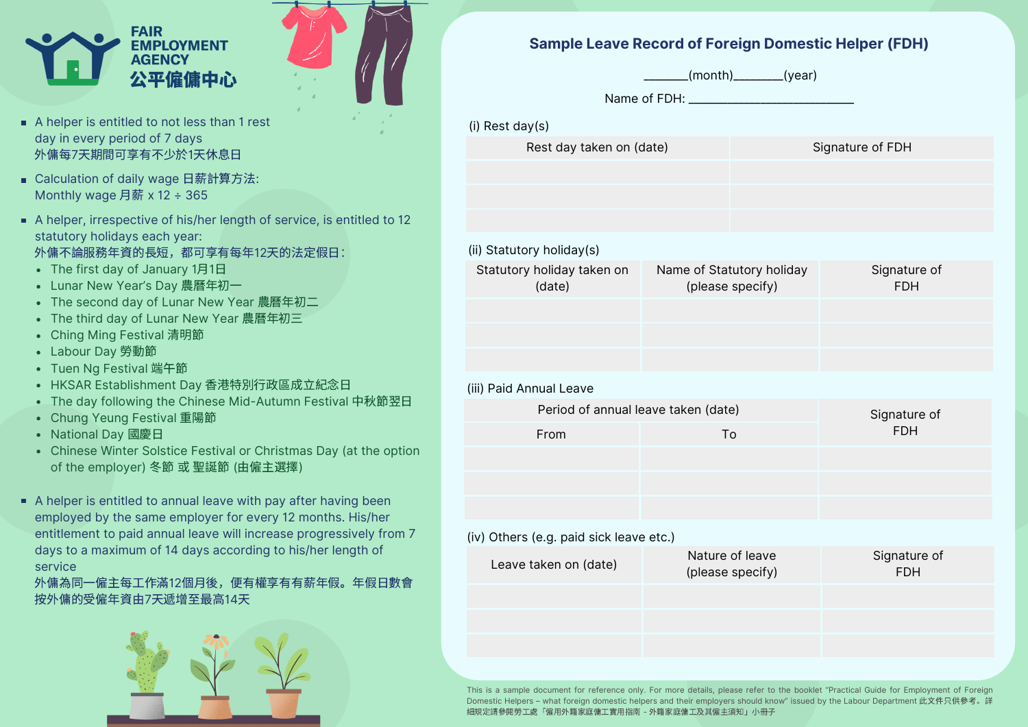FAIR EMPLOYMENT AGENCY
公平僱傭中心

- A helper is entitled to not less than 1 rest day in every period of 7 days
  外傭每7天期間可享有不少於1天休息日
- Calculation of daily wage 日薪計算方法:
  Monthly wage 月薪 x 12 ÷ 365
- A helper, irrespective of his/her length of service, is entitled to 12 statutory holidays each year:
  外傭不論服務年資的長短，都可享有每年12天的法定假日：
  - The first day of January 1月1日
  - Lunar New Year's Day 農曆年初一
  - The second day of Lunar New Year 農曆年初二
  - The third day of Lunar New Year 農曆年初三
  - Ching Ming Festival 清明節
  - Labour Day 勞動節
  - Tuen Ng Festival 端午節
  - HKSAR Establishment Day 香港特別行政區成立紀念日
  - The day following the Chinese Mid-Autumn Festival 中秋節翌日
  - Chung Yeung Festival 重陽節
  - National Day 國慶日
  - Chinese Winter Solstice Festival or Christmas Day (at the option of the employer) 冬節 或 聖誕節 (由僱主選擇)
- A helper is entitled to annual leave with pay after having been employed by the same employer for every 12 months. His/her entitlement to paid annual leave will increase progressively from 7 days to a maximum of 14 days according to his/her length of service
  外傭為同一僱主每工作滿12個月後，便有權享有有薪年假。年假日數會按外傭的受僱年資由7天遞增至最高14天

## Sample Leave Record of Foreign Domestic Helper (FDH)

_______(month)_______(year)

Name of FDH: _________________________

(i) Rest day(s)

| Rest day taken on (date) | Signature of FDH |
|---|---|
| | |
| | |
| | |

(ii) Statutory holiday(s)

| Statutory holiday taken on (date) | Name of Statutory holiday (please specify) | Signature of FDH |
|---|---|---|
| | | |
| | | |
| | | |

(iii) Paid Annual Leave

| Period of annual leave taken (date) | | Signature of FDH |
|---|---|---|
| From | To | |
| | | |
| | | |
| | | |

(iv) Others (e.g. paid sick leave etc.)

| Leave taken on (date) | Nature of leave (please specify) | Signature of FDH |
|---|---|---|
| | | |
| | | |
| | | |

This is a sample document for reference only. For more details, please refer to the booklet "Practical Guide for Employment of Foreign Domestic Helpers – what foreign domestic helpers and their employers should know" issued by the Labour Department 此文件只供參考。詳細規定請參閱勞工處「僱用外籍家庭傭工實用指南 - 外籍家庭傭工及其僱主須知」小冊子